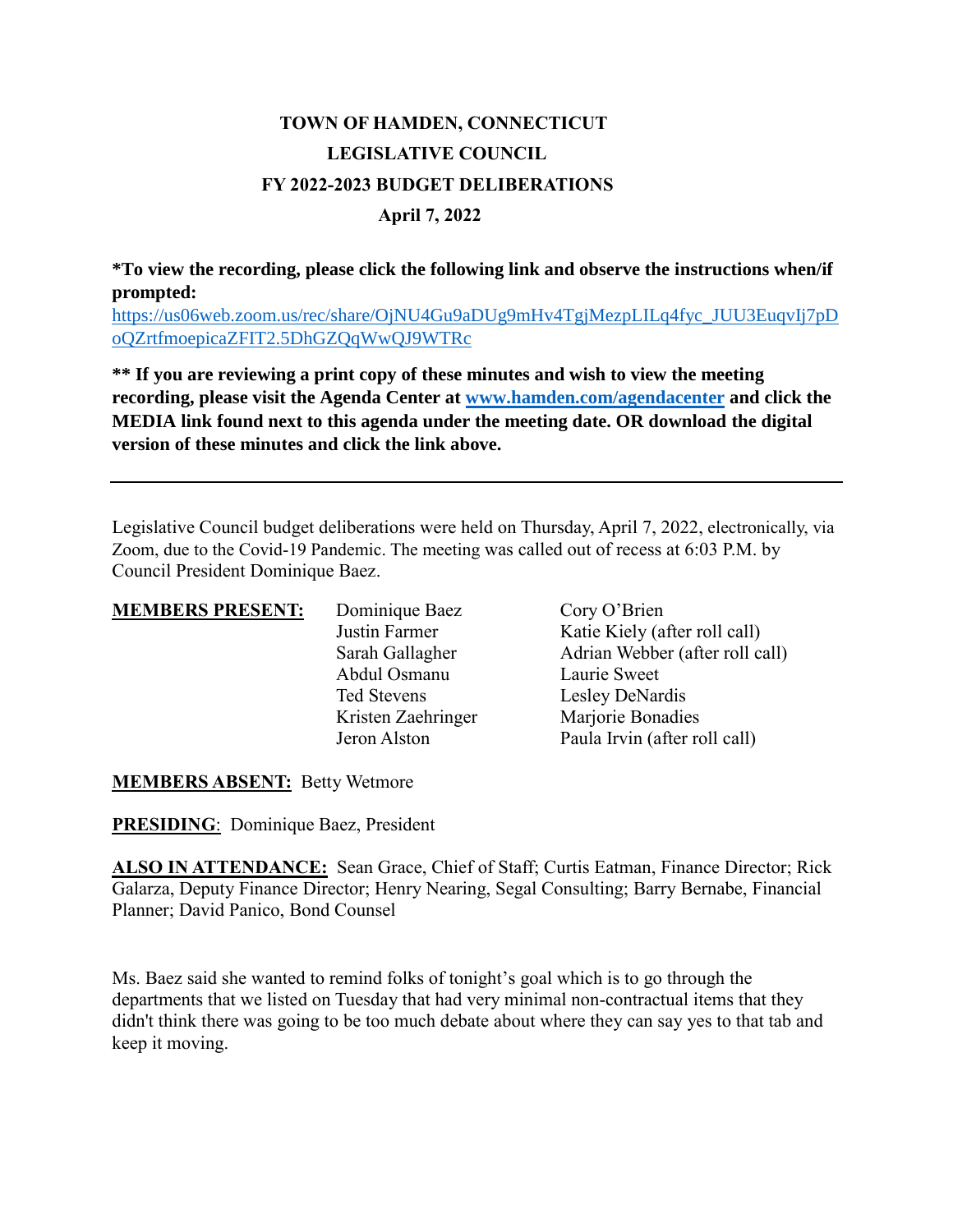# TOWN OF HAMDEN, CONNECTICUT
## LEGISLATIVE COUNCIL
## FY 2022-2023 BUDGET DELIBERATIONS
### April 7, 2022

**\*To view the recording, please click the following link and observe the instructions when/if prompted:**
[https://us06web.zoom.us/rec/share/OjNU4Gu9aDUg9mHv4TgjMezpLILq4fyc_JUU3EuqvIj7pDoQZrtfmoepicaZFIT2.5DhGZQqWwQJ9WTRc](https://us06web.zoom.us/rec/share/OjNU4Gu9aDUg9mHv4TgjMezpLILq4fyc_JUU3EuqvIj7pDoQZrtfmoepicaZFIT2.5DhGZQqWwQJ9WTRc)

**\*\* If you are reviewing a print copy of these minutes and wish to view the meeting recording, please visit the Agenda Center at [www.hamden.com/agendacenter](http://www.hamden.com/agendacenter) and click the MEDIA link found next to this agenda under the meeting date. OR download the digital version of these minutes and click the link above.**

---

Legislative Council budget deliberations were held on Thursday, April 7, 2022, electronically, via Zoom, due to the Covid-19 Pandemic. The meeting was called out of recess at 6:03 P.M. by Council President Dominique Baez.

**MEMBERS PRESENT:**

| | |
|---|---|
| Dominique Baez | Cory O'Brien |
| Justin Farmer | Katie Kiely (after roll call) |
| Sarah Gallagher | Adrian Webber (after roll call) |
| Abdul Osmanu | Laurie Sweet |
| Ted Stevens | Lesley DeNardis |
| Kristen Zaehringer | Marjorie Bonadies |
| Jeron Alston | Paula Irvin (after roll call) |

**MEMBERS ABSENT:** Betty Wetmore

**PRESIDING**: Dominique Baez, President

**ALSO IN ATTENDANCE:** Sean Grace, Chief of Staff; Curtis Eatman, Finance Director; Rick Galarza, Deputy Finance Director; Henry Nearing, Segal Consulting; Barry Bernabe, Financial Planner; David Panico, Bond Counsel

Ms. Baez said she wanted to remind folks of tonight's goal which is to go through the departments that we listed on Tuesday that had very minimal non-contractual items that they didn't think there was going to be too much debate about where they can say yes to that tab and keep it moving.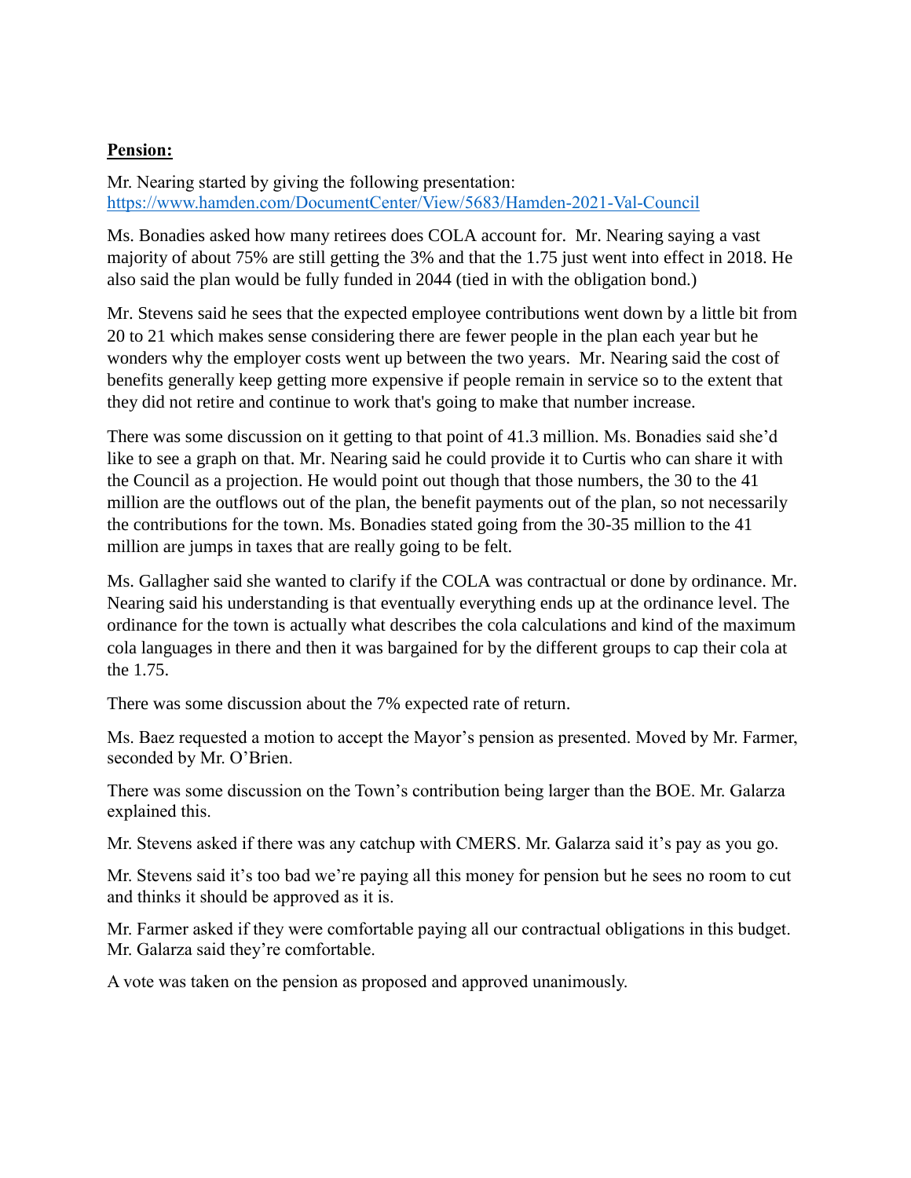**Pension:**

Mr. Nearing started by giving the following presentation: [https://www.hamden.com/DocumentCenter/View/5683/Hamden-2021-Val-Council](https://www.hamden.com/DocumentCenter/View/5683/Hamden-2021-Val-Council)

Ms. Bonadies asked how many retirees does COLA account for. Mr. Nearing saying a vast majority of about 75% are still getting the 3% and that the 1.75 just went into effect in 2018. He also said the plan would be fully funded in 2044 (tied in with the obligation bond.)

Mr. Stevens said he sees that the expected employee contributions went down by a little bit from 20 to 21 which makes sense considering there are fewer people in the plan each year but he wonders why the employer costs went up between the two years. Mr. Nearing said the cost of benefits generally keep getting more expensive if people remain in service so to the extent that they did not retire and continue to work that's going to make that number increase.

There was some discussion on it getting to that point of 41.3 million. Ms. Bonadies said she'd like to see a graph on that. Mr. Nearing said he could provide it to Curtis who can share it with the Council as a projection. He would point out though that those numbers, the 30 to the 41 million are the outflows out of the plan, the benefit payments out of the plan, so not necessarily the contributions for the town. Ms. Bonadies stated going from the 30-35 million to the 41 million are jumps in taxes that are really going to be felt.

Ms. Gallagher said she wanted to clarify if the COLA was contractual or done by ordinance. Mr. Nearing said his understanding is that eventually everything ends up at the ordinance level. The ordinance for the town is actually what describes the cola calculations and kind of the maximum cola languages in there and then it was bargained for by the different groups to cap their cola at the 1.75.

There was some discussion about the 7% expected rate of return.

Ms. Baez requested a motion to accept the Mayor's pension as presented. Moved by Mr. Farmer, seconded by Mr. O'Brien.

There was some discussion on the Town's contribution being larger than the BOE. Mr. Galarza explained this.

Mr. Stevens asked if there was any catchup with CMERS. Mr. Galarza said it's pay as you go.

Mr. Stevens said it's too bad we're paying all this money for pension but he sees no room to cut and thinks it should be approved as it is.

Mr. Farmer asked if they were comfortable paying all our contractual obligations in this budget. Mr. Galarza said they're comfortable.

A vote was taken on the pension as proposed and approved unanimously.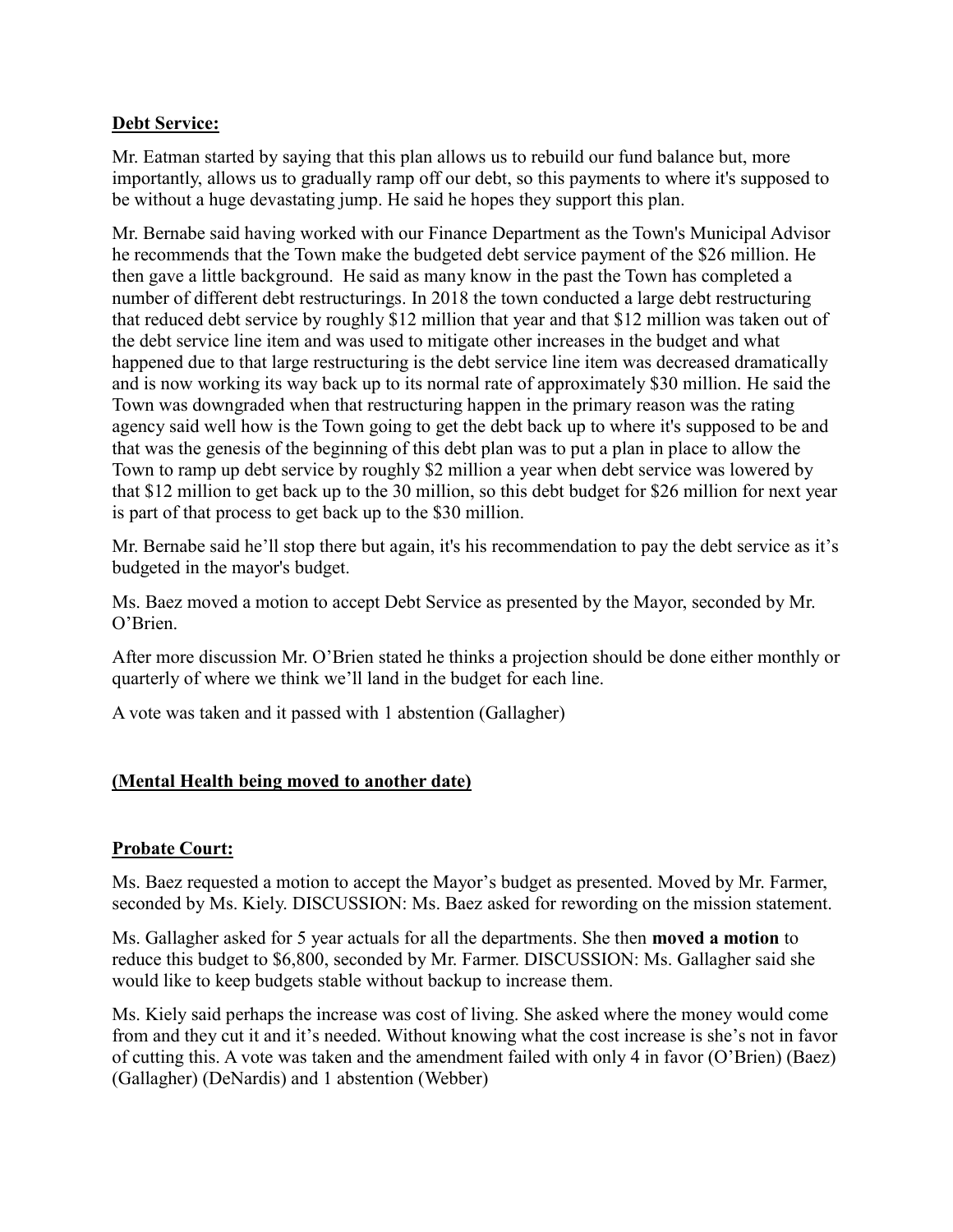**Debt Service:**

Mr. Eatman started by saying that this plan allows us to rebuild our fund balance but, more importantly, allows us to gradually ramp off our debt, so this payments to where it's supposed to be without a huge devastating jump. He said he hopes they support this plan.

Mr. Bernabe said having worked with our Finance Department as the Town's Municipal Advisor he recommends that the Town make the budgeted debt service payment of the $26 million. He then gave a little background. He said as many know in the past the Town has completed a number of different debt restructurings. In 2018 the town conducted a large debt restructuring that reduced debt service by roughly $12 million that year and that $12 million was taken out of the debt service line item and was used to mitigate other increases in the budget and what happened due to that large restructuring is the debt service line item was decreased dramatically and is now working its way back up to its normal rate of approximately $30 million. He said the Town was downgraded when that restructuring happen in the primary reason was the rating agency said well how is the Town going to get the debt back up to where it's supposed to be and that was the genesis of the beginning of this debt plan was to put a plan in place to allow the Town to ramp up debt service by roughly $2 million a year when debt service was lowered by that $12 million to get back up to the 30 million, so this debt budget for $26 million for next year is part of that process to get back up to the $30 million.

Mr. Bernabe said he'll stop there but again, it's his recommendation to pay the debt service as it's budgeted in the mayor's budget.

Ms. Baez moved a motion to accept Debt Service as presented by the Mayor, seconded by Mr. O'Brien.

After more discussion Mr. O'Brien stated he thinks a projection should be done either monthly or quarterly of where we think we'll land in the budget for each line.

A vote was taken and it passed with 1 abstention (Gallagher)

**(Mental Health being moved to another date)**

**Probate Court:**

Ms. Baez requested a motion to accept the Mayor's budget as presented. Moved by Mr. Farmer, seconded by Ms. Kiely. DISCUSSION: Ms. Baez asked for rewording on the mission statement.

Ms. Gallagher asked for 5 year actuals for all the departments. She then **moved a motion** to reduce this budget to $6,800, seconded by Mr. Farmer. DISCUSSION: Ms. Gallagher said she would like to keep budgets stable without backup to increase them.

Ms. Kiely said perhaps the increase was cost of living. She asked where the money would come from and they cut it and it's needed. Without knowing what the cost increase is she's not in favor of cutting this. A vote was taken and the amendment failed with only 4 in favor (O'Brien) (Baez) (Gallagher) (DeNardis) and 1 abstention (Webber)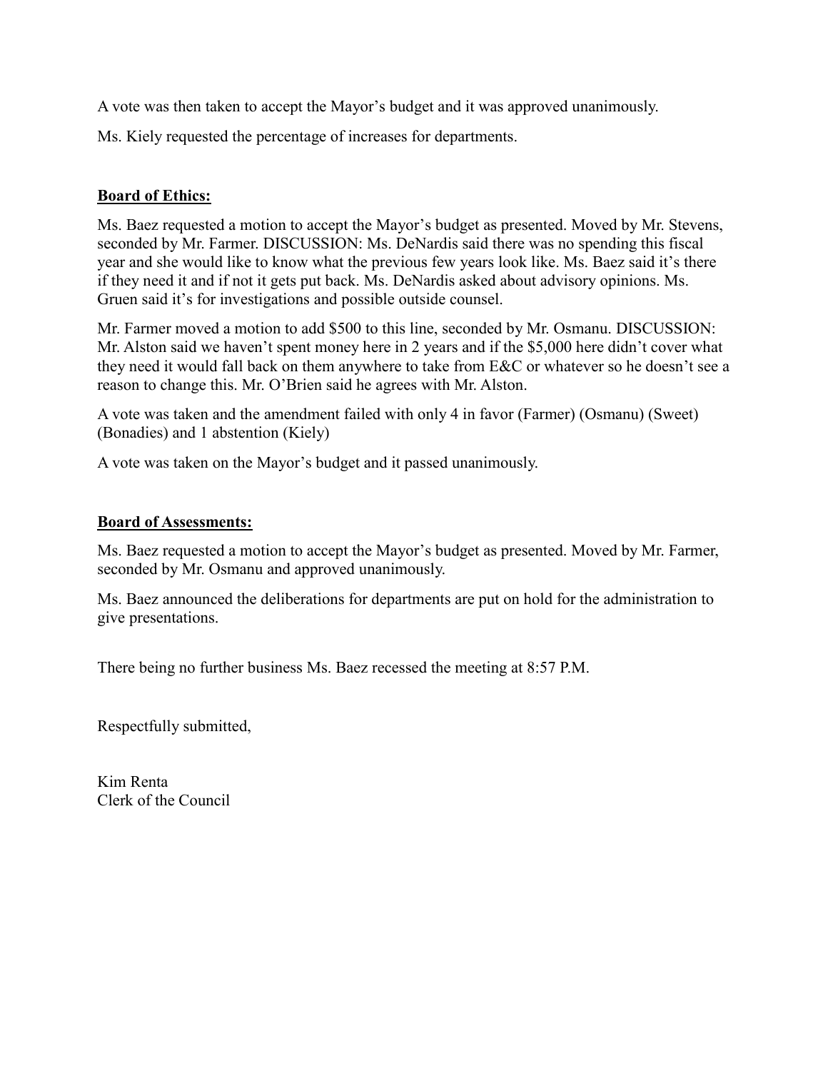A vote was then taken to accept the Mayor's budget and it was approved unanimously.

Ms. Kiely requested the percentage of increases for departments.

**Board of Ethics:**

Ms. Baez requested a motion to accept the Mayor's budget as presented. Moved by Mr. Stevens, seconded by Mr. Farmer. DISCUSSION: Ms. DeNardis said there was no spending this fiscal year and she would like to know what the previous few years look like. Ms. Baez said it's there if they need it and if not it gets put back. Ms. DeNardis asked about advisory opinions. Ms. Gruen said it's for investigations and possible outside counsel.

Mr. Farmer moved a motion to add $500 to this line, seconded by Mr. Osmanu. DISCUSSION: Mr. Alston said we haven't spent money here in 2 years and if the $5,000 here didn't cover what they need it would fall back on them anywhere to take from E&C or whatever so he doesn't see a reason to change this. Mr. O'Brien said he agrees with Mr. Alston.

A vote was taken and the amendment failed with only 4 in favor (Farmer) (Osmanu) (Sweet) (Bonadies) and 1 abstention (Kiely)

A vote was taken on the Mayor's budget and it passed unanimously.

**Board of Assessments:**

Ms. Baez requested a motion to accept the Mayor's budget as presented. Moved by Mr. Farmer, seconded by Mr. Osmanu and approved unanimously.

Ms. Baez announced the deliberations for departments are put on hold for the administration to give presentations.

There being no further business Ms. Baez recessed the meeting at 8:57 P.M.

Respectfully submitted,

Kim Renta
Clerk of the Council